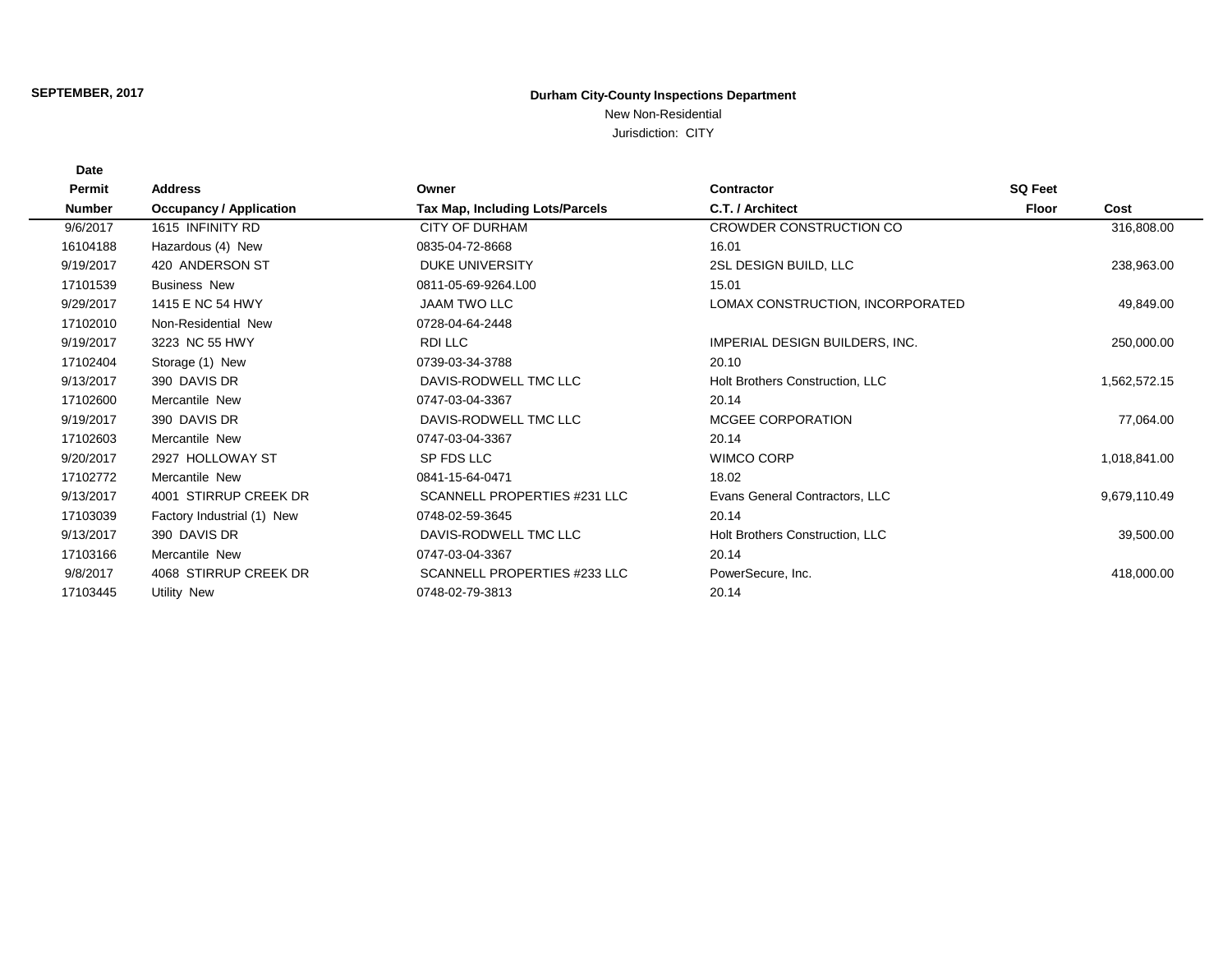SEPTEMBER, 2017

**Durham City-County Inspections Department**

New Non-Residential

Jurisdiction: CITY

| Date / Permit Number | Address / Occupancy / Application | Owner / Tax Map, Including Lots/Parcels | Contractor / C.T. / Architect | SQ Feet Floor | Cost |
|---|---|---|---|---|---|
| 9/6/2017 | 1615 INFINITY RD | CITY OF DURHAM | CROWDER CONSTRUCTION CO | | 316,808.00 |
| 16104188 | Hazardous (4) New | 0835-04-72-8668 | 16.01 | | |
| 9/19/2017 | 420 ANDERSON ST | DUKE UNIVERSITY | 2SL DESIGN BUILD, LLC | | 238,963.00 |
| 17101539 | Business New | 0811-05-69-9264.L00 | 15.01 | | |
| 9/29/2017 | 1415 E NC 54 HWY | JAAM TWO LLC | LOMAX CONSTRUCTION, INCORPORATED | | 49,849.00 |
| 17102010 | Non-Residential New | 0728-04-64-2448 | | | |
| 9/19/2017 | 3223 NC 55 HWY | RDI LLC | IMPERIAL DESIGN BUILDERS, INC. | | 250,000.00 |
| 17102404 | Storage (1) New | 0739-03-34-3788 | 20.10 | | |
| 9/13/2017 | 390 DAVIS DR | DAVIS-RODWELL TMC LLC | Holt Brothers Construction, LLC | | 1,562,572.15 |
| 17102600 | Mercantile New | 0747-03-04-3367 | 20.14 | | |
| 9/19/2017 | 390 DAVIS DR | DAVIS-RODWELL TMC LLC | MCGEE CORPORATION | | 77,064.00 |
| 17102603 | Mercantile New | 0747-03-04-3367 | 20.14 | | |
| 9/20/2017 | 2927 HOLLOWAY ST | SP FDS LLC | WIMCO CORP | | 1,018,841.00 |
| 17102772 | Mercantile New | 0841-15-64-0471 | 18.02 | | |
| 9/13/2017 | 4001 STIRRUP CREEK DR | SCANNELL PROPERTIES #231 LLC | Evans General Contractors, LLC | | 9,679,110.49 |
| 17103039 | Factory Industrial (1) New | 0748-02-59-3645 | 20.14 | | |
| 9/13/2017 | 390 DAVIS DR | DAVIS-RODWELL TMC LLC | Holt Brothers Construction, LLC | | 39,500.00 |
| 17103166 | Mercantile New | 0747-03-04-3367 | 20.14 | | |
| 9/8/2017 | 4068 STIRRUP CREEK DR | SCANNELL PROPERTIES #233 LLC | PowerSecure, Inc. | | 418,000.00 |
| 17103445 | Utility New | 0748-02-79-3813 | 20.14 | | |